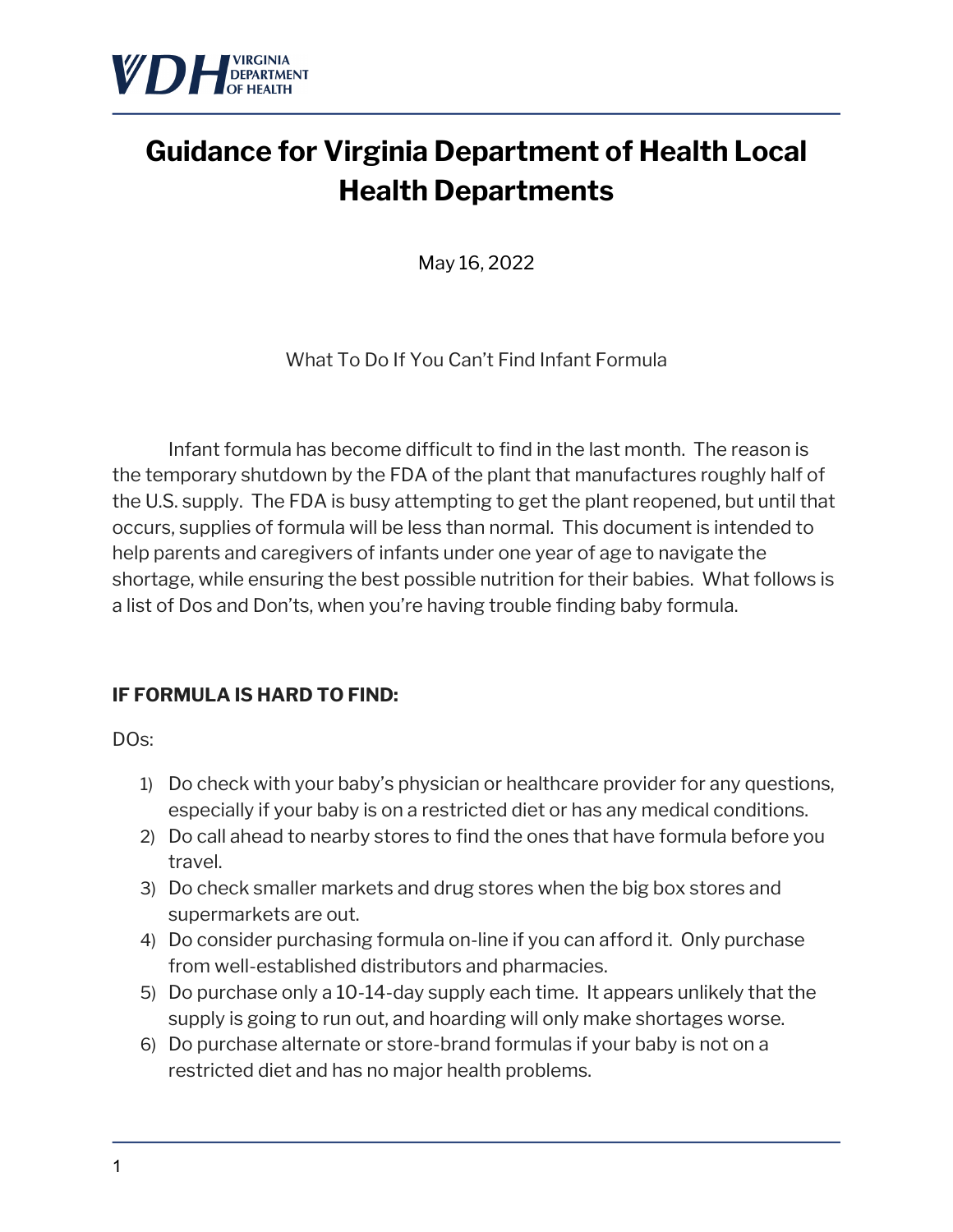# Guidance for Virginia Department of Health Local Health Departments

May 16, 2022

What To Do If You Can't Find Infant Formula

Infant formula has become difficult to find in the last month. The reason is the temporary shutdown by the FDA of the plant that manufactures roughly half of the U.S. supply. The FDA is busy attempting to get the plant reopened, but until that occurs, supplies of formula will be less than normal. This document is intended to help parents and caregivers of infants under one year of age to navigate the shortage, while ensuring the best possible nutrition for their babies. What follows is a list of Dos and Don'ts, when you're having trouble finding baby formula.

**IF FORMULA IS HARD TO FIND:**

DOs:

1) Do check with your baby's physician or healthcare provider for any questions, especially if your baby is on a restricted diet or has any medical conditions.
2) Do call ahead to nearby stores to find the ones that have formula before you travel.
3) Do check smaller markets and drug stores when the big box stores and supermarkets are out.
4) Do consider purchasing formula on-line if you can afford it. Only purchase from well-established distributors and pharmacies.
5) Do purchase only a 10-14-day supply each time. It appears unlikely that the supply is going to run out, and hoarding will only make shortages worse.
6) Do purchase alternate or store-brand formulas if your baby is not on a restricted diet and has no major health problems.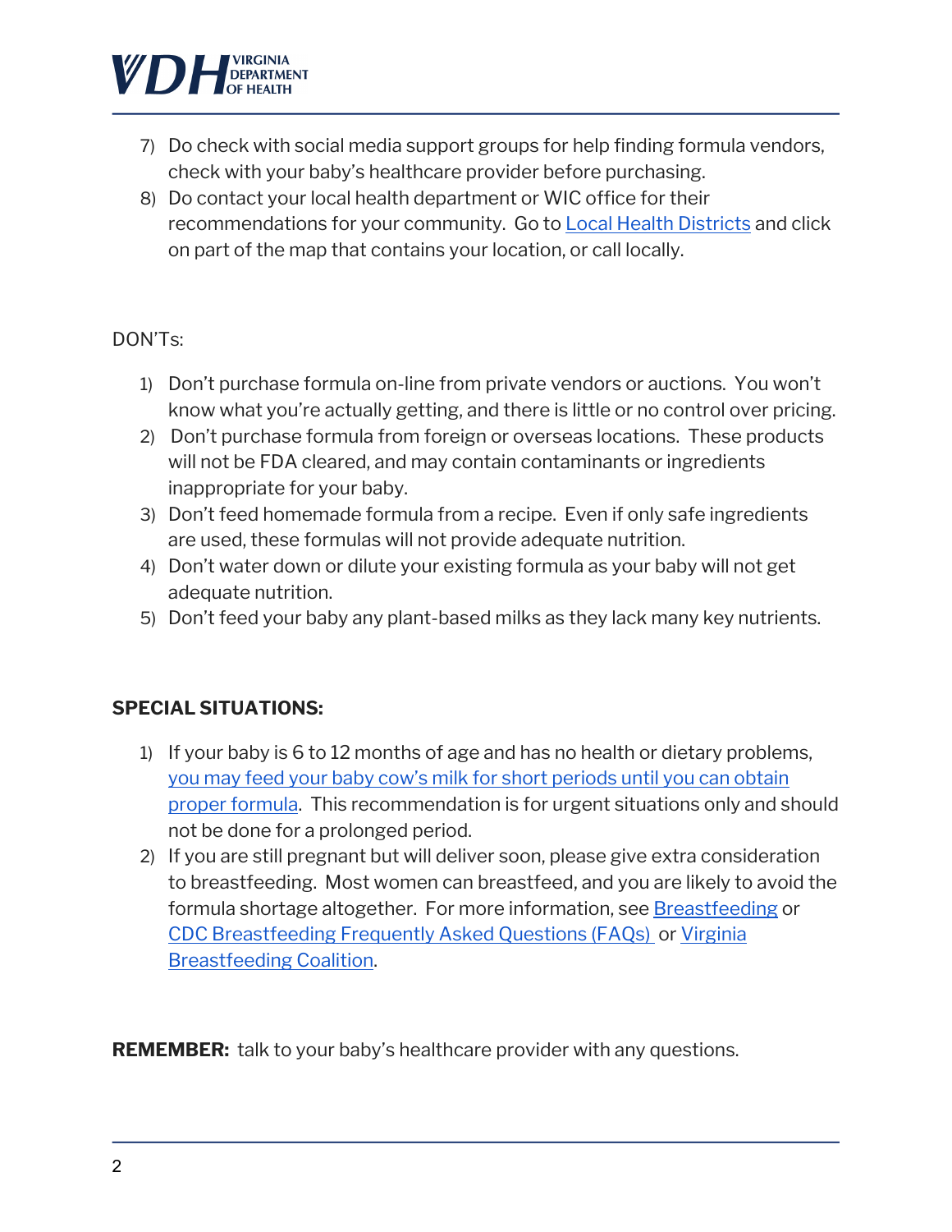7) Do check with social media support groups for help finding formula vendors, check with your baby's healthcare provider before purchasing.
8) Do contact your local health department or WIC office for their recommendations for your community. Go to [Local Health Districts]() and click on part of the map that contains your location, or call locally.

DON'Ts:

1) Don't purchase formula on-line from private vendors or auctions. You won't know what you're actually getting, and there is little or no control over pricing.
2) Don't purchase formula from foreign or overseas locations. These products will not be FDA cleared, and may contain contaminants or ingredients inappropriate for your baby.
3) Don't feed homemade formula from a recipe. Even if only safe ingredients are used, these formulas will not provide adequate nutrition.
4) Don't water down or dilute your existing formula as your baby will not get adequate nutrition.
5) Don't feed your baby any plant-based milks as they lack many key nutrients.

**SPECIAL SITUATIONS:**

1) If your baby is 6 to 12 months of age and has no health or dietary problems, [you may feed your baby cow's milk for short periods until you can obtain proper formula](). This recommendation is for urgent situations only and should not be done for a prolonged period.
2) If you are still pregnant but will deliver soon, please give extra consideration to breastfeeding. Most women can breastfeed, and you are likely to avoid the formula shortage altogether. For more information, see [Breastfeeding]() or [CDC Breastfeeding Frequently Asked Questions (FAQs)]() or [Virginia Breastfeeding Coalition]().

**REMEMBER:** talk to your baby's healthcare provider with any questions.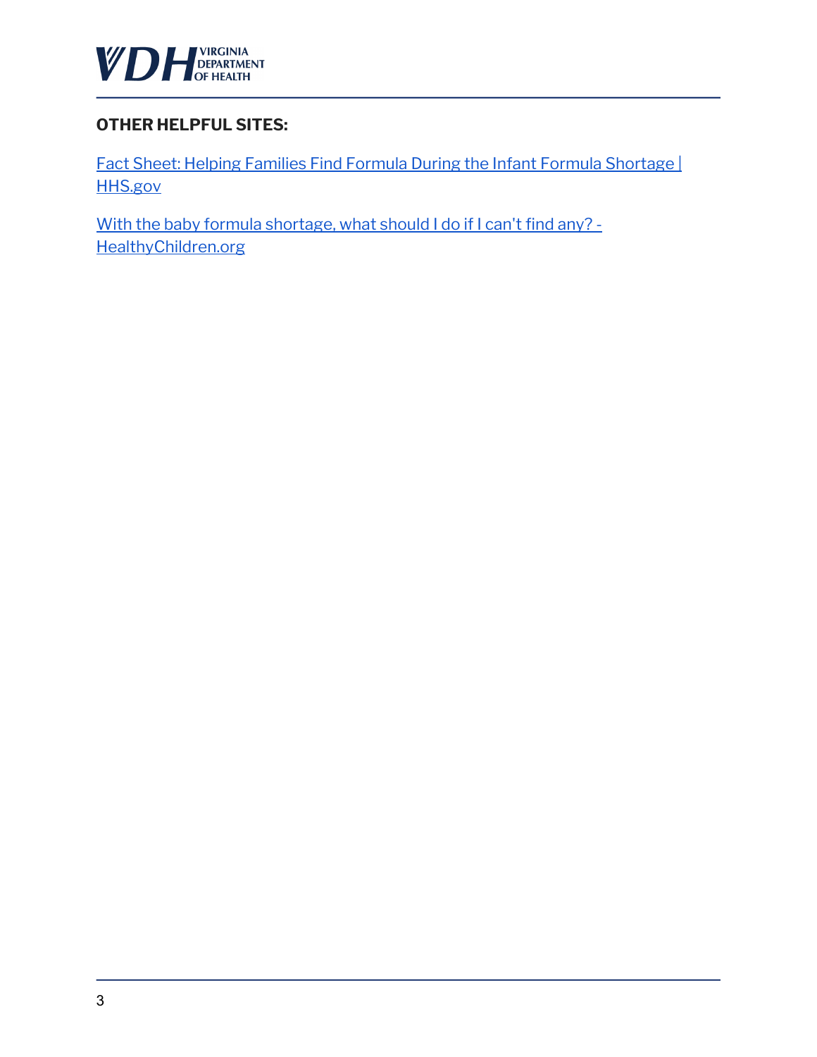**OTHER HELPFUL SITES:**

Fact Sheet: Helping Families Find Formula During the Infant Formula Shortage | HHS.gov

With the baby formula shortage, what should I do if I can't find any? - HealthyChildren.org